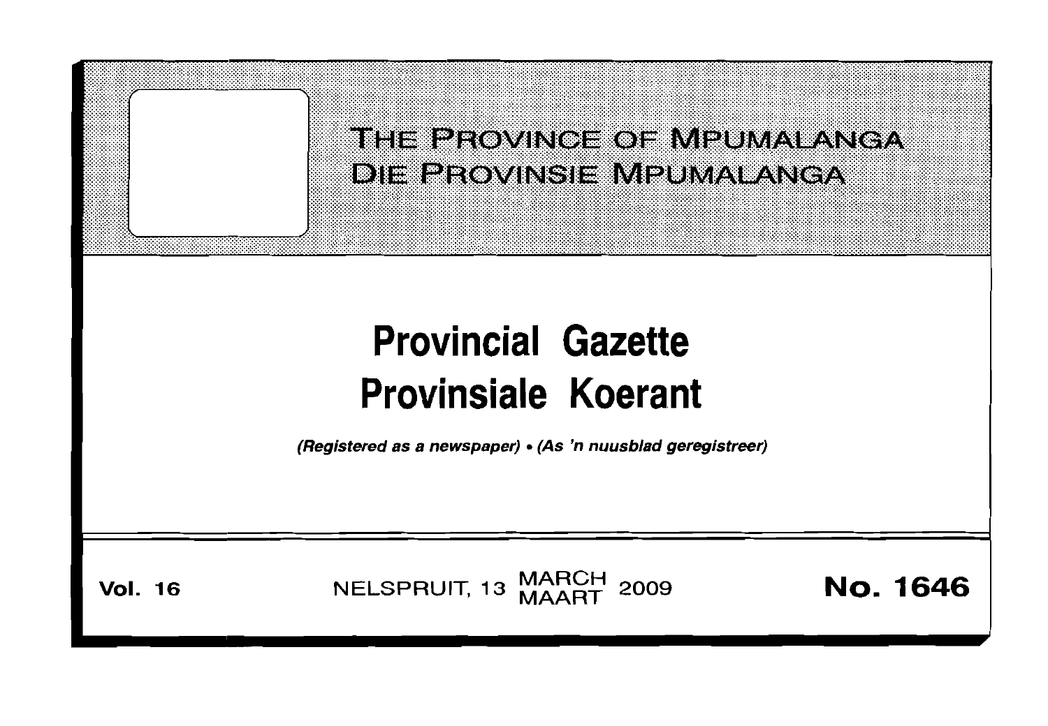# THE PROVINCE OF MPUMALANGA
# DIE PROVINSIE MPUMALANGA

# Provincial Gazette
# Provinsiale Koerant

*(Registered as a newspaper) • (As 'n nuusblad geregistreer)*

**Vol. 16** NELSPRUIT, 13 MARCH MAART 2009 **No. 1646**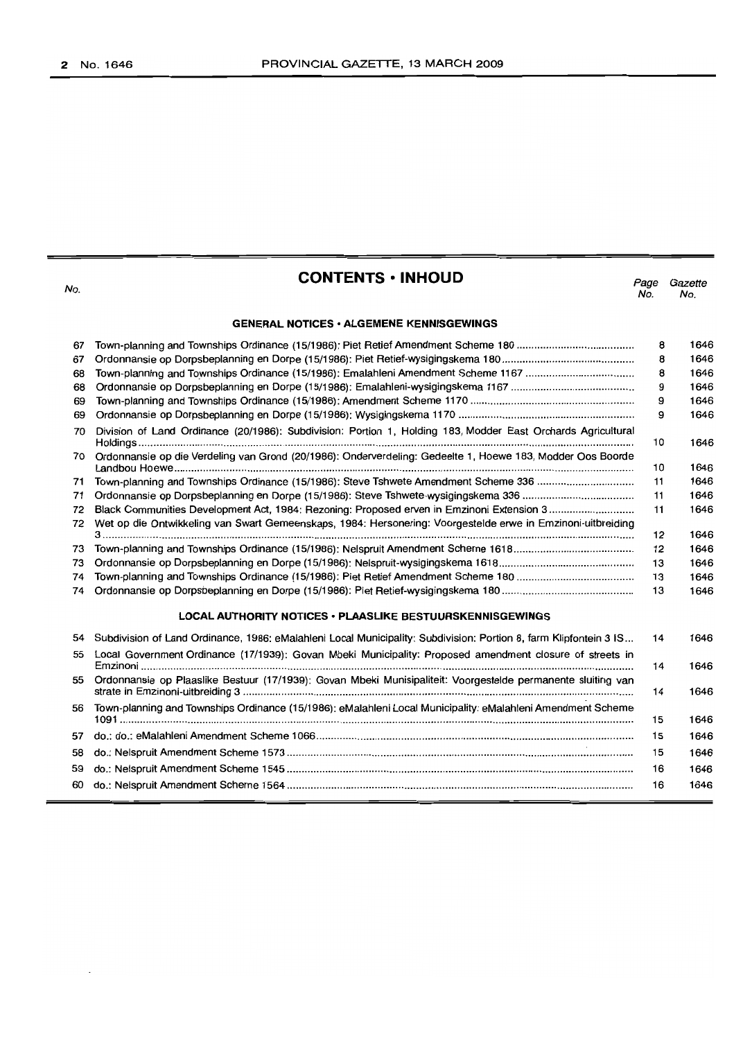# CONTENTS • INHOUD

| No. | | Page No. | Gazette No. |
|---|---|---|---|
| | **GENERAL NOTICES • ALGEMENE KENNISGEWINGS** | | |
| 67 | Town-planning and Townships Ordinance (15/1986): Piet Retief Amendment Scheme 180 | 8 | 1646 |
| 67 | Ordonnansie op Dorpsbeplanning en Dorpe (15/1986): Piet Retief-wysigingskema 180 | 8 | 1646 |
| 68 | Town-planning and Townships Ordinance (15/1986): Emalahleni Amendment Scheme 1167 | 8 | 1646 |
| 68 | Ordonnansie op Dorpsbeplanning en Dorpe (15/1986): Emalahleni-wysigingskema 1167 | 9 | 1646 |
| 69 | Town-planning and Townships Ordinance (15/1986): Amendment Scheme 1170 | 9 | 1646 |
| 69 | Ordonnansie op Dorpsbeplanning en Dorpe (15/1986): Wysigingskema 1170 | 9 | 1646 |
| 70 | Division of Land Ordinance (20/1986): Subdivision: Portion 1, Holding 183, Modder East Orchards Agricultural Holdings | 10 | 1646 |
| 70 | Ordonnansie op die Verdeling van Grond (20/1986): Onderverdeling: Gedeelte 1, Hoewe 183, Modder Oos Boorde Landbou Hoewe | 10 | 1646 |
| 71 | Town-planning and Townships Ordinance (15/1986): Steve Tshwete Amendment Scheme 336 | 11 | 1646 |
| 71 | Ordonnansie op Dorpsbeplanning en Dorpe (15/1986): Steve Tshwete-wysigingskema 336 | 11 | 1646 |
| 72 | Black Communities Development Act, 1984: Rezoning: Proposed erven in Emzinoni Extension 3 | 11 | 1646 |
| 72 | Wet op die Ontwikkeling van Swart Gemeenskaps, 1984: Hersonering: Voorgestelde erwe in Emzinoni-uitbreiding 3 | 12 | 1646 |
| 73 | Town-planning and Townships Ordinance (15/1986): Nelspruit Amendment Scheme 1618 | 12 | 1646 |
| 73 | Ordonnansie op Dorpsbeplanning en Dorpe (15/1986): Nelspruit-wysigingskema 1618 | 13 | 1646 |
| 74 | Town-planning and Townships Ordinance (15/1986): Piet Retief Amendment Scheme 180 | 13 | 1646 |
| 74 | Ordonnansie op Dorpsbeplanning en Dorpe (15/1986): Piet Retief-wysigingskema 180 | 13 | 1646 |
| | **LOCAL AUTHORITY NOTICES • PLAASLIKE BESTUURSKENNISGEWINGS** | | |
| 54 | Subdivision of Land Ordinance, 1986: eMalahleni Local Municipality: Subdivision: Portion 8, farm Klipfontein 3 IS | 14 | 1646 |
| 55 | Local Government Ordinance (17/1939): Govan Mbeki Municipality: Proposed amendment closure of streets in Emzinoni | 14 | 1646 |
| 55 | Ordonnansie op Plaaslike Bestuur (17/1939): Govan Mbeki Munisipaliteit: Voorgestelde permanente sluiting van strate in Emzinoni-uitbreiding 3 | 14 | 1646 |
| 56 | Town-planning and Townships Ordinance (15/1986): eMalahleni Local Municipality: eMalahleni Amendment Scheme 1091 | 15 | 1646 |
| 57 | do.: do.: eMalahleni Amendment Scheme 1066 | 15 | 1646 |
| 58 | do.: Nelspruit Amendment Scheme 1573 | 15 | 1646 |
| 59 | do.: Nelspruit Amendment Scheme 1545 | 16 | 1646 |
| 60 | do.: Nelspruit Amendment Scheme 1564 | 16 | 1646 |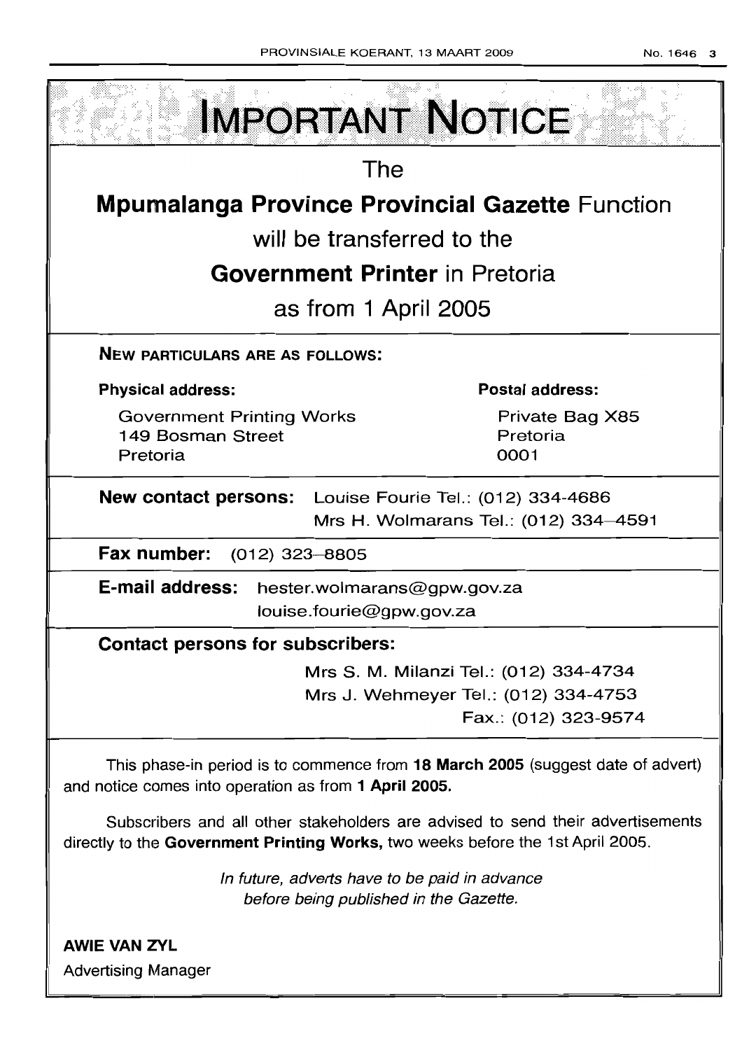# IMPORTANT NOTICE

The

**Mpumalanga Province Provincial Gazette** Function

will be transferred to the

**Government Printer** in Pretoria

as from 1 April 2005

**NEW PARTICULARS ARE AS FOLLOWS:**

**Physical address:**

Government Printing Works
149 Bosman Street
Pretoria

**Postal address:**

Private Bag X85
Pretoria
0001

**New contact persons:** Louise Fourie Tel.: (012) 334-4686
Mrs H. Wolmarans Tel.: (012) 334–4591

**Fax number:** (012) 323–8805

**E-mail address:** hester.wolmarans@gpw.gov.za
louise.fourie@gpw.gov.za

**Contact persons for subscribers:**

Mrs S. M. Milanzi Tel.: (012) 334-4734
Mrs J. Wehmeyer Tel.: (012) 334-4753
Fax.: (012) 323-9574

This phase-in period is to commence from **18 March 2005** (suggest date of advert) and notice comes into operation as from **1 April 2005.**

Subscribers and all other stakeholders are advised to send their advertisements directly to the **Government Printing Works,** two weeks before the 1st April 2005.

*In future, adverts have to be paid in advance before being published in the Gazette.*

**AWIE VAN ZYL**
Advertising Manager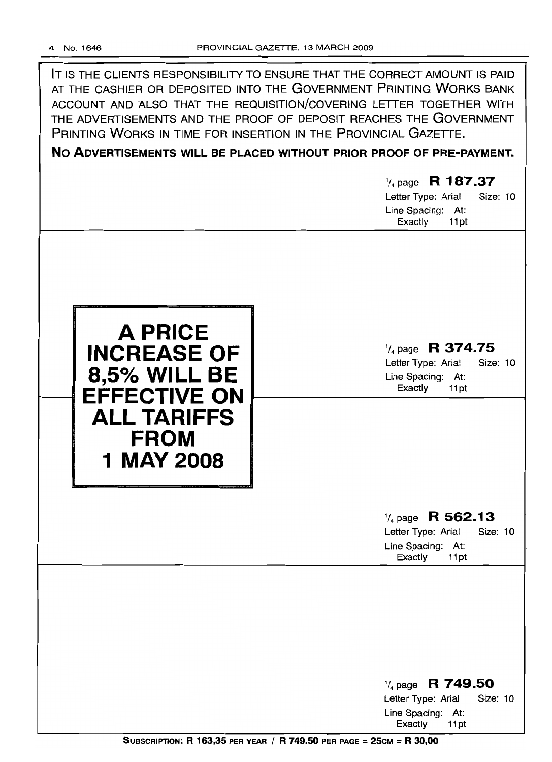IT IS THE CLIENTS RESPONSIBILITY TO ENSURE THAT THE CORRECT AMOUNT IS PAID AT THE CASHIER OR DEPOSITED INTO THE GOVERNMENT PRINTING WORKS BANK ACCOUNT AND ALSO THAT THE REQUISITION/COVERING LETTER TOGETHER WITH THE ADVERTISEMENTS AND THE PROOF OF DEPOSIT REACHES THE GOVERNMENT PRINTING WORKS IN TIME FOR INSERTION IN THE PROVINCIAL GAZETTE.

**NO ADVERTISEMENTS WILL BE PLACED WITHOUT PRIOR PROOF OF PRE-PAYMENT.**

1/4 page **R 187.37**
Letter Type: Arial Size: 10
Line Spacing: At: Exactly 11pt

**A PRICE INCREASE OF 8,5% WILL BE EFFECTIVE ON ALL TARIFFS FROM 1 MAY 2008**

1/4 page **R 374.75**
Letter Type: Arial Size: 10
Line Spacing: At: Exactly 11pt

1/4 page **R 562.13**
Letter Type: Arial Size: 10
Line Spacing: At: Exactly 11pt

1/4 page **R 749.50**
Letter Type: Arial Size: 10
Line Spacing: At: Exactly 11pt

**SUBSCRIPTION: R 163,35 PER YEAR / R 749.50 PER PAGE = 25CM = R 30,00**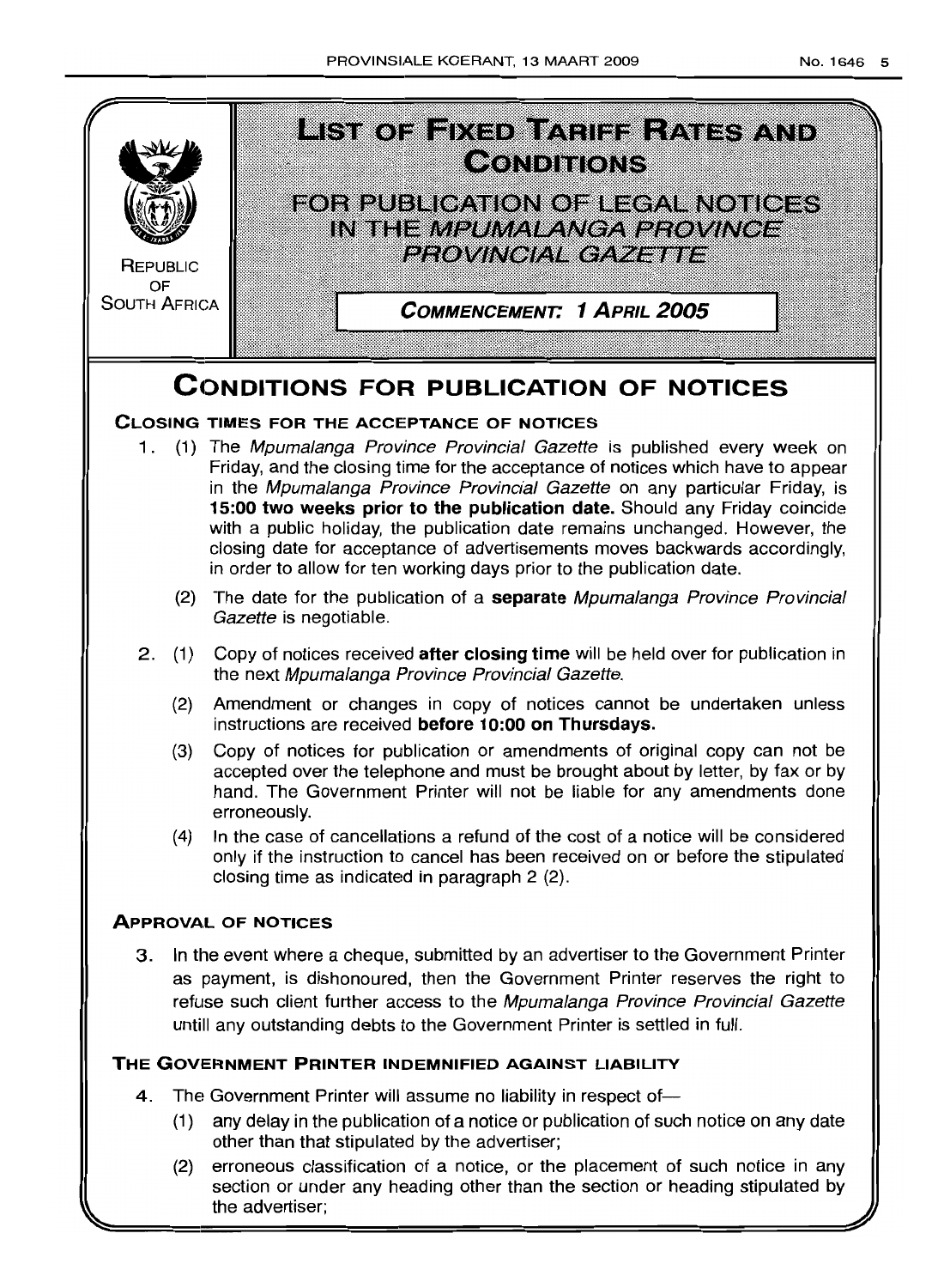REPUBLIC OF SOUTH AFRICA

# LIST OF FIXED TARIFF RATES AND CONDITIONS

## FOR PUBLICATION OF LEGAL NOTICES IN THE *MPUMALANGA PROVINCE PROVINCIAL GAZETTE*

**COMMENCEMENT: 1 APRIL 2005**

# CONDITIONS FOR PUBLICATION OF NOTICES

### CLOSING TIMES FOR THE ACCEPTANCE OF NOTICES

1. (1) The *Mpumalanga Province Provincial Gazette* is published every week on Friday, and the closing time for the acceptance of notices which have to appear in the *Mpumalanga Province Provincial Gazette* on any particular Friday, is **15:00 two weeks prior to the publication date.** Should any Friday coincide with a public holiday, the publication date remains unchanged. However, the closing date for acceptance of advertisements moves backwards accordingly, in order to allow for ten working days prior to the publication date.

   (2) The date for the publication of a **separate** *Mpumalanga Province Provincial Gazette* is negotiable.

2. (1) Copy of notices received **after closing time** will be held over for publication in the next *Mpumalanga Province Provincial Gazette*.

   (2) Amendment or changes in copy of notices cannot be undertaken unless instructions are received **before 10:00 on Thursdays.**

   (3) Copy of notices for publication or amendments of original copy can not be accepted over the telephone and must be brought about by letter, by fax or by hand. The Government Printer will not be liable for any amendments done erroneously.

   (4) In the case of cancellations a refund of the cost of a notice will be considered only if the instruction to cancel has been received on or before the stipulated closing time as indicated in paragraph 2 (2).

### APPROVAL OF NOTICES

3. In the event where a cheque, submitted by an advertiser to the Government Printer as payment, is dishonoured, then the Government Printer reserves the right to refuse such client further access to the *Mpumalanga Province Provincial Gazette* untill any outstanding debts to the Government Printer is settled in full.

### THE GOVERNMENT PRINTER INDEMNIFIED AGAINST LIABILITY

4. The Government Printer will assume no liability in respect of—

   (1) any delay in the publication of a notice or publication of such notice on any date other than that stipulated by the advertiser;

   (2) erroneous classification of a notice, or the placement of such notice in any section or under any heading other than the section or heading stipulated by the advertiser;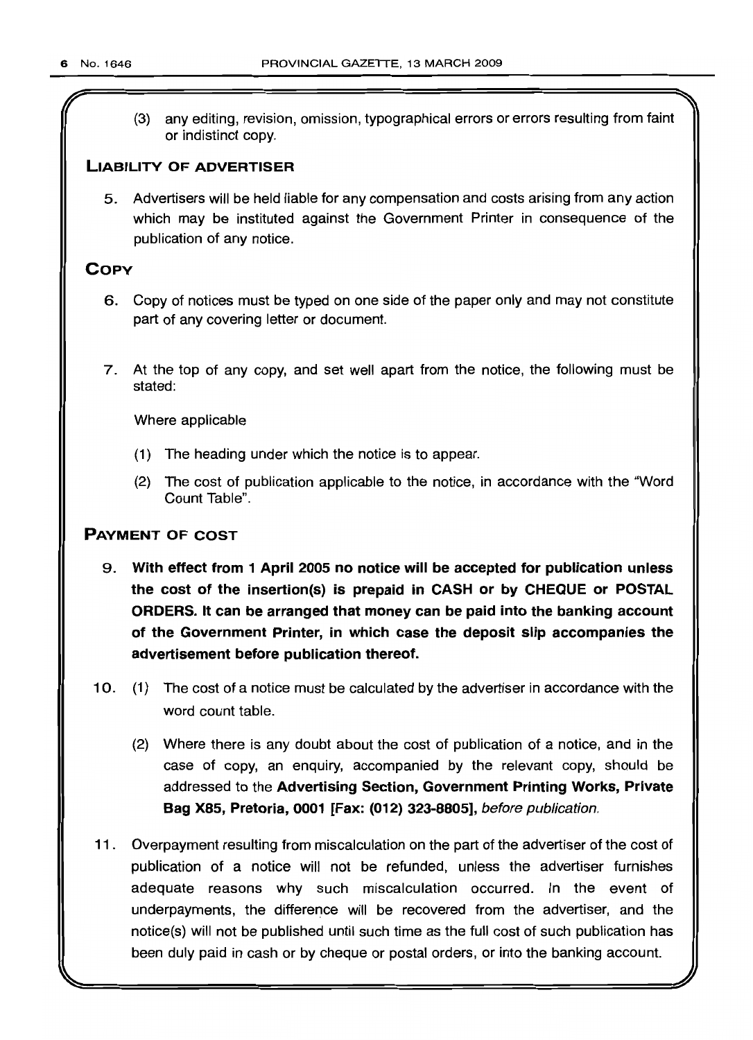(3) any editing, revision, omission, typographical errors or errors resulting from faint or indistinct copy.

## LIABILITY OF ADVERTISER

5. Advertisers will be held liable for any compensation and costs arising from any action which may be instituted against the Government Printer in consequence of the publication of any notice.

## COPY

6. Copy of notices must be typed on one side of the paper only and may not constitute part of any covering letter or document.

7. At the top of any copy, and set well apart from the notice, the following must be stated:

   Where applicable

   (1) The heading under which the notice is to appear.

   (2) The cost of publication applicable to the notice, in accordance with the "Word Count Table".

## PAYMENT OF COST

9. **With effect from 1 April 2005 no notice will be accepted for publication unless the cost of the insertion(s) is prepaid in CASH or by CHEQUE or POSTAL ORDERS. It can be arranged that money can be paid into the banking account of the Government Printer, in which case the deposit slip accompanies the advertisement before publication thereof.**

10. (1) The cost of a notice must be calculated by the advertiser in accordance with the word count table.

    (2) Where there is any doubt about the cost of publication of a notice, and in the case of copy, an enquiry, accompanied by the relevant copy, should be addressed to the **Advertising Section, Government Printing Works, Private Bag X85, Pretoria, 0001 [Fax: (012) 323-8805]**, *before publication.*

11. Overpayment resulting from miscalculation on the part of the advertiser of the cost of publication of a notice will not be refunded, unless the advertiser furnishes adequate reasons why such miscalculation occurred. In the event of underpayments, the difference will be recovered from the advertiser, and the notice(s) will not be published until such time as the full cost of such publication has been duly paid in cash or by cheque or postal orders, or into the banking account.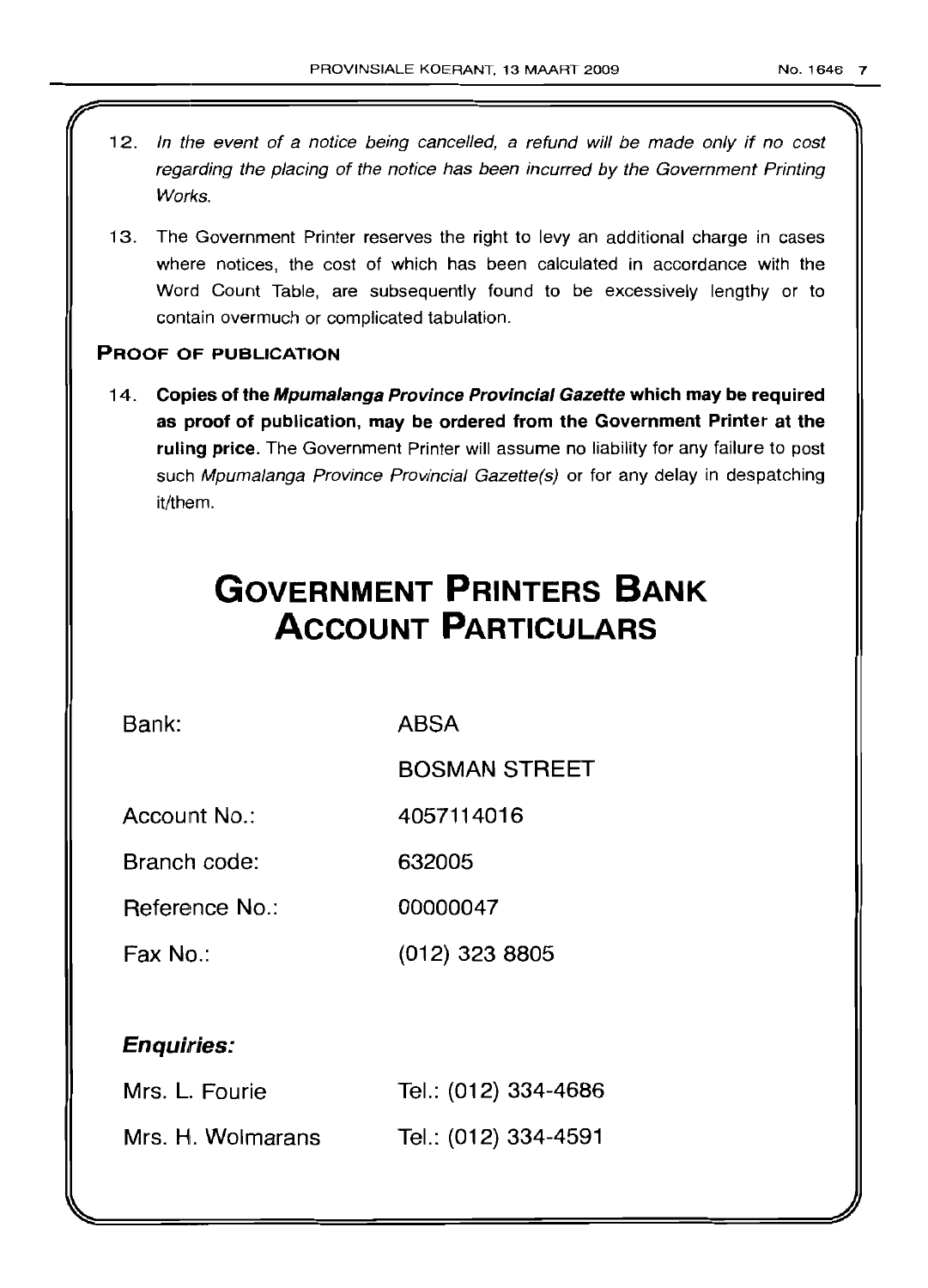12. *In the event of a notice being cancelled, a refund will be made only if no cost regarding the placing of the notice has been incurred by the Government Printing Works.*

13. The Government Printer reserves the right to levy an additional charge in cases where notices, the cost of which has been calculated in accordance with the Word Count Table, are subsequently found to be excessively lengthy or to contain overmuch or complicated tabulation.

### PROOF OF PUBLICATION

14. **Copies of the *Mpumalanga Province Provincial Gazette* which may be required as proof of publication, may be ordered from the Government Printer at the ruling price.** The Government Printer will assume no liability for any failure to post such *Mpumalanga Province Provincial Gazette(s)* or for any delay in despatching it/them.

# GOVERNMENT PRINTERS BANK ACCOUNT PARTICULARS

| | |
|---|---|
| Bank: | ABSA |
| | BOSMAN STREET |
| Account No.: | 4057114016 |
| Branch code: | 632005 |
| Reference No.: | 00000047 |
| Fax No.: | (012) 323 8805 |

***Enquiries:***

| | |
|---|---|
| Mrs. L. Fourie | Tel.: (012) 334-4686 |
| Mrs. H. Wolmarans | Tel.: (012) 334-4591 |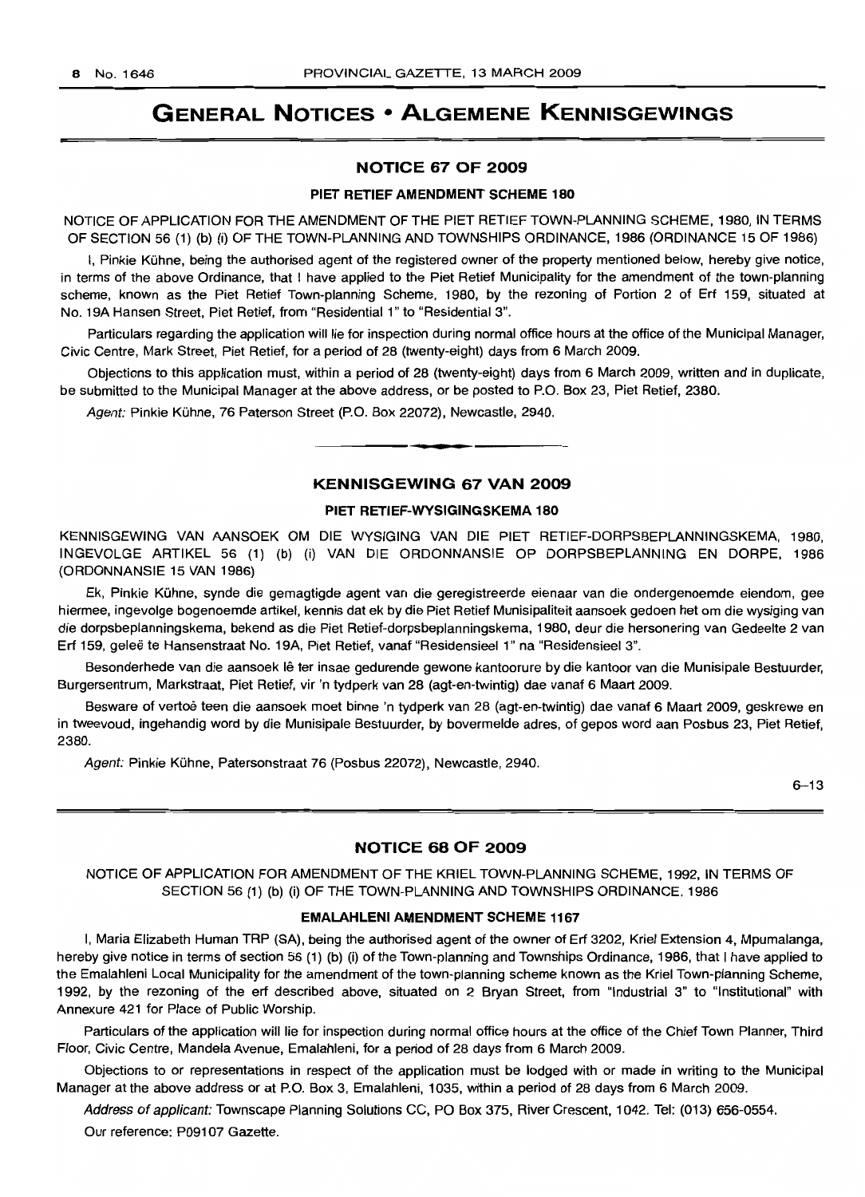# GENERAL NOTICES • ALGEMENE KENNISGEWINGS

## NOTICE 67 OF 2009

### PIET RETIEF AMENDMENT SCHEME 180

NOTICE OF APPLICATION FOR THE AMENDMENT OF THE PIET RETIEF TOWN-PLANNING SCHEME, 1980, IN TERMS OF SECTION 56 (1) (b) (i) OF THE TOWN-PLANNING AND TOWNSHIPS ORDINANCE, 1986 (ORDINANCE 15 OF 1986)

I, Pinkie Kühne, being the authorised agent of the registered owner of the property mentioned below, hereby give notice, in terms of the above Ordinance, that I have applied to the Piet Retief Municipality for the amendment of the town-planning scheme, known as the Piet Retief Town-planning Scheme, 1980, by the rezoning of Portion 2 of Erf 159, situated at No. 19A Hansen Street, Piet Retief, from "Residential 1" to "Residential 3".

Particulars regarding the application will lie for inspection during normal office hours at the office of the Municipal Manager, Civic Centre, Mark Street, Piet Retief, for a period of 28 (twenty-eight) days from 6 March 2009.

Objections to this application must, within a period of 28 (twenty-eight) days from 6 March 2009, written and in duplicate, be submitted to the Municipal Manager at the above address, or be posted to P.O. Box 23, Piet Retief, 2380.

*Agent:* Pinkie Kühne, 76 Paterson Street (P.O. Box 22072), Newcastle, 2940.

---

## KENNISGEWING 67 VAN 2009

### PIET RETIEF-WYSIGINGSKEMA 180

KENNISGEWING VAN AANSOEK OM DIE WYSIGING VAN DIE PIET RETIEF-DORPSBEPLANNINGSKEMA, 1980, INGEVOLGE ARTIKEL 56 (1) (b) (i) VAN DIE ORDONNANSIE OP DORPSBEPLANNING EN DORPE, 1986 (ORDONNANSIE 15 VAN 1986)

Ek, Pinkie Kühne, synde die gemagtigde agent van die geregistreerde eienaar van die ondergenoemde eiendom, gee hiermee, ingevolge bogenoemde artikel, kennis dat ek by die Piet Retief Munisipaliteit aansoek gedoen het om die wysiging van die dorpsbeplanningskema, bekend as die Piet Retief-dorpsbeplanningskema, 1980, deur die hersonering van Gedeelte 2 van Erf 159, geleë te Hansenstraat No. 19A, Piet Retief, vanaf "Residensieel 1" na "Residensieel 3".

Besonderhede van die aansoek lê ter insae gedurende gewone kantoorure by die kantoor van die Munisipale Bestuurder, Burgersentrum, Markstraat, Piet Retief, vir 'n tydperk van 28 (agt-en-twintig) dae vanaf 6 Maart 2009.

Besware of vertoë teen die aansoek moet binne 'n tydperk van 28 (agt-en-twintig) dae vanaf 6 Maart 2009, geskrewe en in tweevoud, ingehandig word by die Munisipale Bestuurder, by bovermelde adres, of gepos word aan Posbus 23, Piet Retief, 2380.

*Agent:* Pinkie Kühne, Patersonstraat 76 (Posbus 22072), Newcastle, 2940.

6–13

---

## NOTICE 68 OF 2009

NOTICE OF APPLICATION FOR AMENDMENT OF THE KRIEL TOWN-PLANNING SCHEME, 1992, IN TERMS OF SECTION 56 (1) (b) (i) OF THE TOWN-PLANNING AND TOWNSHIPS ORDINANCE, 1986

### EMALAHLENI AMENDMENT SCHEME 1167

I, Maria Elizabeth Human TRP (SA), being the authorised agent of the owner of Erf 3202, Kriel Extension 4, Mpumalanga, hereby give notice in terms of section 56 (1) (b) (i) of the Town-planning and Townships Ordinance, 1986, that I have applied to the Emalahleni Local Municipality for the amendment of the town-planning scheme known as the Kriel Town-planning Scheme, 1992, by the rezoning of the erf described above, situated on 2 Bryan Street, from "Industrial 3" to "Institutional" with Annexure 421 for Place of Public Worship.

Particulars of the application will lie for inspection during normal office hours at the office of the Chief Town Planner, Third Floor, Civic Centre, Mandela Avenue, Emalahleni, for a period of 28 days from 6 March 2009.

Objections to or representations in respect of the application must be lodged with or made in writing to the Municipal Manager at the above address or at P.O. Box 3, Emalahleni, 1035, within a period of 28 days from 6 March 2009.

*Address of applicant:* Townscape Planning Solutions CC, PO Box 375, River Crescent, 1042. Tel: (013) 656-0554.

Our reference: P09107 Gazette.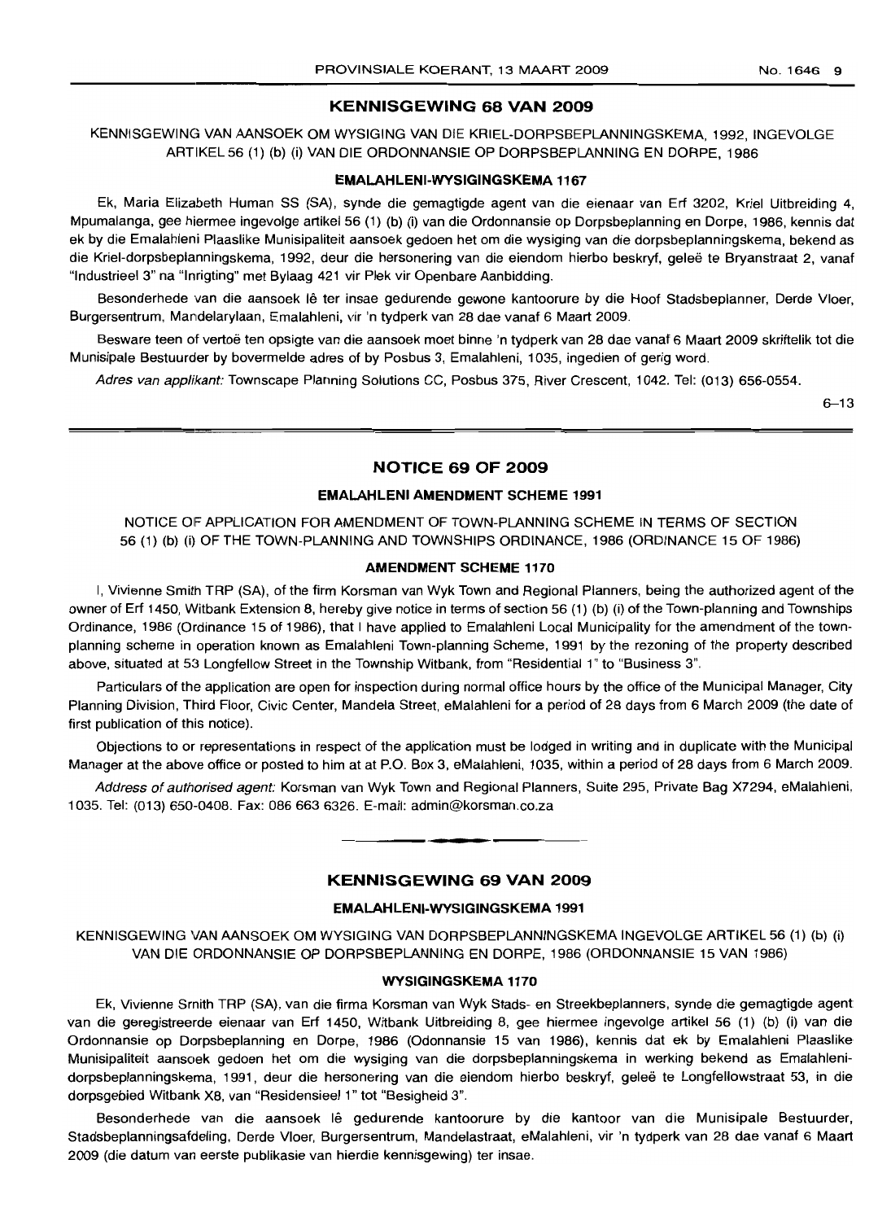## KENNISGEWING 68 VAN 2009

KENNISGEWING VAN AANSOEK OM WYSIGING VAN DIE KRIEL-DORPSBEPLANNINGSKEMA, 1992, INGEVOLGE ARTIKEL 56 (1) (b) (i) VAN DIE ORDONNANSIE OP DORPSBEPLANNING EN DORPE, 1986

### EMALAHLENI-WYSIGINGSKEMA 1167

Ek, Maria Elizabeth Human SS (SA), synde die gemagtigde agent van die eienaar van Erf 3202, Kriel Uitbreiding 4, Mpumalanga, gee hiermee ingevolge artikel 56 (1) (b) (i) van die Ordonnansie op Dorpsbeplanning en Dorpe, 1986, kennis dat ek by die Emalahleni Plaaslike Munisipaliteit aansoek gedoen het om die wysiging van die dorpsbeplanningskema, bekend as die Kriel-dorpsbeplanningskema, 1992, deur die hersonering van die eiendom hierbo beskryf, geleë te Bryanstraat 2, vanaf "Industrieel 3" na "Inrigting" met Bylaag 421 vir Plek vir Openbare Aanbidding.

Besonderhede van die aansoek lê ter insae gedurende gewone kantoorure by die Hoof Stadsbeplanner, Derde Vloer, Burgersentrum, Mandelarylaan, Emalahleni, vir 'n tydperk van 28 dae vanaf 6 Maart 2009.

Besware teen of vertoë ten opsigte van die aansoek moet binne 'n tydperk van 28 dae vanaf 6 Maart 2009 skriftelik tot die Munisipale Bestuurder by bovermelde adres of by Posbus 3, Emalahleni, 1035, ingedien of gerig word.

*Adres van applikant:* Townscape Planning Solutions CC, Posbus 375, River Crescent, 1042. Tel: (013) 656-0554.

6–13

## NOTICE 69 OF 2009

### EMALAHLENI AMENDMENT SCHEME 1991

NOTICE OF APPLICATION FOR AMENDMENT OF TOWN-PLANNING SCHEME IN TERMS OF SECTION 56 (1) (b) (i) OF THE TOWN-PLANNING AND TOWNSHIPS ORDINANCE, 1986 (ORDINANCE 15 OF 1986)

### AMENDMENT SCHEME 1170

I, Vivienne Smith TRP (SA), of the firm Korsman van Wyk Town and Regional Planners, being the authorized agent of the owner of Erf 1450, Witbank Extension 8, hereby give notice in terms of section 56 (1) (b) (i) of the Town-planning and Townships Ordinance, 1986 (Ordinance 15 of 1986), that I have applied to Emalahleni Local Municipality for the amendment of the town-planning scheme in operation known as Emalahleni Town-planning Scheme, 1991 by the rezoning of the property described above, situated at 53 Longfellow Street in the Township Witbank, from "Residential 1" to "Business 3".

Particulars of the application are open for inspection during normal office hours by the office of the Municipal Manager, City Planning Division, Third Floor, Civic Center, Mandela Street, eMalahleni for a period of 28 days from 6 March 2009 (the date of first publication of this notice).

Objections to or representations in respect of the application must be lodged in writing and in duplicate with the Municipal Manager at the above office or posted to him at at P.O. Box 3, eMalahleni, 1035, within a period of 28 days from 6 March 2009.

*Address of authorised agent:* Korsman van Wyk Town and Regional Planners, Suite 295, Private Bag X7294, eMalahleni, 1035. Tel: (013) 650-0408. Fax: 086 663 6326. E-mail: admin@korsman.co.za

## KENNISGEWING 69 VAN 2009

### EMALAHLENI-WYSIGINGSKEMA 1991

KENNISGEWING VAN AANSOEK OM WYSIGING VAN DORPSBEPLANNINGSKEMA INGEVOLGE ARTIKEL 56 (1) (b) (i) VAN DIE ORDONNANSIE OP DORPSBEPLANNING EN DORPE, 1986 (ORDONNANSIE 15 VAN 1986)

### WYSIGINGSKEMA 1170

Ek, Vivienne Smith TRP (SA), van die firma Korsman van Wyk Stads- en Streekbeplanners, synde die gemagtigde agent van die geregistreerde eienaar van Erf 1450, Witbank Uitbreiding 8, gee hiermee ingevolge artikel 56 (1) (b) (i) van die Ordonnansie op Dorpsbeplanning en Dorpe, 1986 (Odonnansie 15 van 1986), kennis dat ek by Emalahleni Plaaslike Munisipaliteit aansoek gedoen het om die wysiging van die dorpsbeplanningskema in werking bekend as Emalahleni-dorpsbeplanningskema, 1991, deur die hersonering van die eiendom hierbo beskryf, geleë te Longfellowstraat 53, in die dorpsgebied Witbank X8, van "Residensieel 1" tot "Besigheid 3".

Besonderhede van die aansoek lê gedurende kantoorure by die kantoor van die Munisipale Bestuurder, Stadsbeplanningsafdeling, Derde Vloer, Burgersentrum, Mandelastraat, eMalahleni, vir 'n tydperk van 28 dae vanaf 6 Maart 2009 (die datum van eerste publikasie van hierdie kennisgewing) ter insae.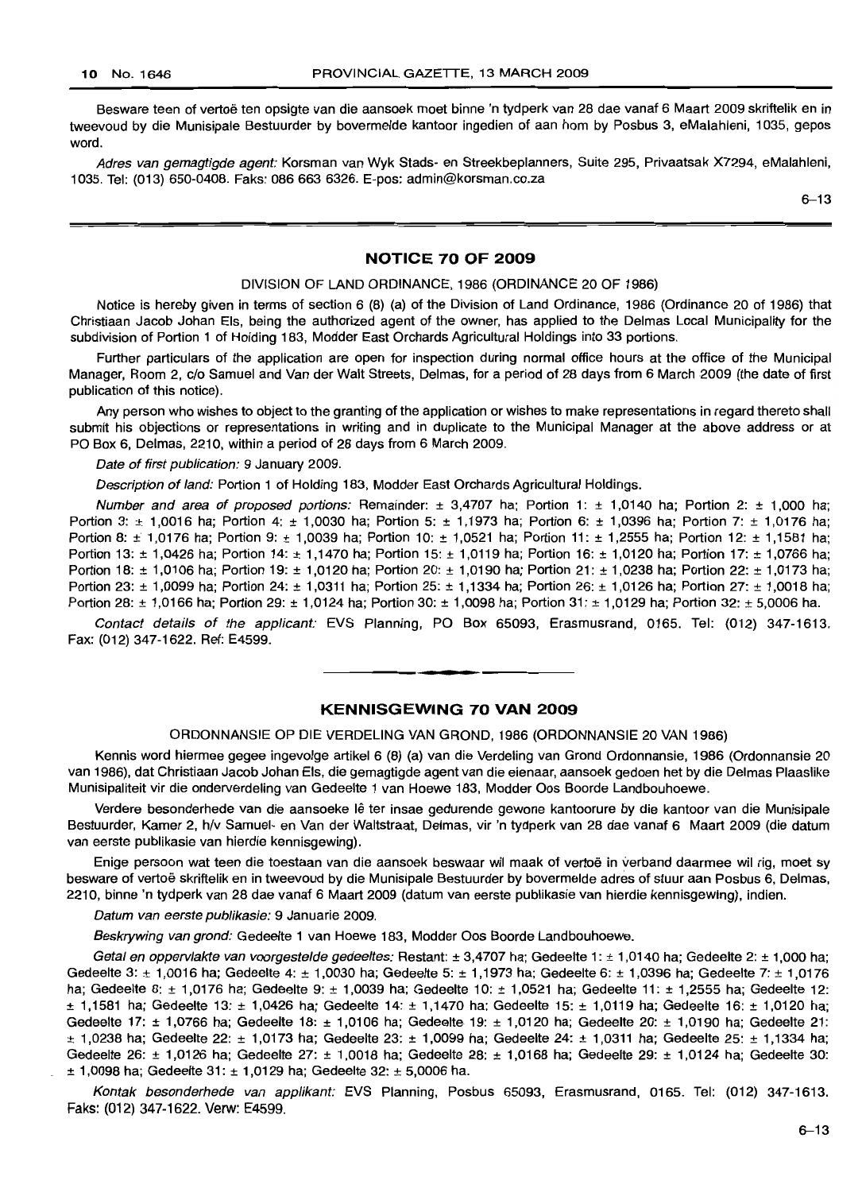Besware teen of vertoë ten opsigte van die aansoek moet binne 'n tydperk van 28 dae vanaf 6 Maart 2009 skriftelik en in tweevoud by die Munisipale Bestuurder by bovermelde kantoor ingedien of aan hom by Posbus 3, eMalahleni, 1035, gepos word.

*Adres van gemagtigde agent:* Korsman van Wyk Stads- en Streekbeplanners, Suite 295, Privaatsak X7294, eMalahleni, 1035. Tel: (013) 650-0408. Faks: 086 663 6326. E-pos: admin@korsman.co.za

6–13

## NOTICE 70 OF 2009

DIVISION OF LAND ORDINANCE, 1986 (ORDINANCE 20 OF 1986)

Notice is hereby given in terms of section 6 (8) (a) of the Division of Land Ordinance, 1986 (Ordinance 20 of 1986) that Christiaan Jacob Johan Els, being the authorized agent of the owner, has applied to the Delmas Local Municipality for the subdivision of Portion 1 of Holding 183, Modder East Orchards Agricultural Holdings into 33 portions.

Further particulars of the application are open for inspection during normal office hours at the office of the Municipal Manager, Room 2, c/o Samuel and Van der Walt Streets, Delmas, for a period of 28 days from 6 March 2009 (the date of first publication of this notice).

Any person who wishes to object to the granting of the application or wishes to make representations in regard thereto shall submit his objections or representations in writing and in duplicate to the Municipal Manager at the above address or at PO Box 6, Delmas, 2210, within a period of 28 days from 6 March 2009.

*Date of first publication:* 9 January 2009.

*Description of land:* Portion 1 of Holding 183, Modder East Orchards Agricultural Holdings.

*Number and area of proposed portions:* Remainder: ± 3,4707 ha; Portion 1: ± 1,0140 ha; Portion 2: ± 1,000 ha; Portion 3: ± 1,0016 ha; Portion 4: ± 1,0030 ha; Portion 5: ± 1,1973 ha; Portion 6: ± 1,0396 ha; Portion 7: ± 1,0176 ha; Portion 8: ± 1,0176 ha; Portion 9: ± 1,0039 ha; Portion 10: ± 1,0521 ha; Portion 11: ± 1,2555 ha; Portion 12: ± 1,1581 ha; Portion 13: ± 1,0426 ha; Portion 14: ± 1,1470 ha; Portion 15: ± 1,0119 ha; Portion 16: ± 1,0120 ha; Portion 17: ± 1,0766 ha; Portion 18: ± 1,0106 ha; Portion 19: ± 1,0120 ha; Portion 20: ± 1,0190 ha; Portion 21: ± 1,0238 ha; Portion 22: ± 1,0173 ha; Portion 23: ± 1,0099 ha; Portion 24: ± 1,0311 ha; Portion 25: ± 1,1334 ha; Portion 26: ± 1,0126 ha; Portion 27: ± 1,0018 ha; Portion 28: ± 1,0166 ha; Portion 29: ± 1,0124 ha; Portion 30: ± 1,0098 ha; Portion 31: ± 1,0129 ha; Portion 32: ± 5,0006 ha.

*Contact details of the applicant:* EVS Planning, PO Box 65093, Erasmusrand, 0165. Tel: (012) 347-1613. Fax: (012) 347-1622. Ref: E4599.

## KENNISGEWING 70 VAN 2009

ORDONNANSIE OP DIE VERDELING VAN GROND, 1986 (ORDONNANSIE 20 VAN 1986)

Kennis word hiermee gegee ingevolge artikel 6 (8) (a) van die Verdeling van Grond Ordonnansie, 1986 (Ordonnansie 20 van 1986), dat Christiaan Jacob Johan Els, die gemagtigde agent van die eienaar, aansoek gedoen het by die Delmas Plaaslike Munisipaliteit vir die onderverdeling van Gedeelte 1 van Hoewe 183, Modder Oos Boorde Landbouhoewe.

Verdere besonderhede van die aansoeke lê ter insae gedurende gewone kantoorure by die kantoor van die Munisipale Bestuurder, Kamer 2, h/v Samuel- en Van der Waltstraat, Delmas, vir 'n tydperk van 28 dae vanaf 6 Maart 2009 (die datum van eerste publikasie van hierdie kennisgewing).

Enige persoon wat teen die toestaan van die aansoek beswaar wil maak of vertoë in verband daarmee wil rig, moet sy besware of vertoë skriftelik en in tweevoud by die Munisipale Bestuurder by bovermelde adres of stuur aan Posbus 6, Delmas, 2210, binne 'n tydperk van 28 dae vanaf 6 Maart 2009 (datum van eerste publikasie van hierdie kennisgewing), indien.

*Datum van eerste publikasie:* 9 Januarie 2009.

*Beskrywing van grond:* Gedeelte 1 van Hoewe 183, Modder Oos Boorde Landbouhoewe.

*Getal en oppervlakte van voorgestelde gedeeltes:* Restant: ± 3,4707 ha; Gedeelte 1: ± 1,0140 ha; Gedeelte 2: ± 1,000 ha; Gedeelte 3: ± 1,0016 ha; Gedeelte 4: ± 1,0030 ha; Gedeelte 5: ± 1,1973 ha; Gedeelte 6: ± 1,0396 ha; Gedeelte 7: ± 1,0176 ha; Gedeelte 8: ± 1,0176 ha; Gedeelte 9: ± 1,0039 ha; Gedeelte 10: ± 1,0521 ha; Gedeelte 11: ± 1,2555 ha; Gedeelte 12: ± 1,1581 ha; Gedeelte 13: ± 1,0426 ha; Gedeelte 14: ± 1,1470 ha; Gedeelte 15: ± 1,0119 ha; Gedeelte 16: ± 1,0120 ha; Gedeelte 17: ± 1,0766 ha; Gedeelte 18: ± 1,0106 ha; Gedeelte 19: ± 1,0120 ha; Gedeelte 20: ± 1,0190 ha; Gedeelte 21: ± 1,0238 ha; Gedeelte 22: ± 1,0173 ha; Gedeelte 23: ± 1,0099 ha; Gedeelte 24: ± 1,0311 ha; Gedeelte 25: ± 1,1334 ha; Gedeelte 26: ± 1,0126 ha; Gedeelte 27: ± 1,0018 ha; Gedeelte 28: ± 1,0168 ha; Gedeelte 29: ± 1,0124 ha; Gedeelte 30: ± 1,0098 ha; Gedeelte 31: ± 1,0129 ha; Gedeelte 32: ± 5,0006 ha.

*Kontak besonderhede van applikant:* EVS Planning, Posbus 65093, Erasmusrand, 0165. Tel: (012) 347-1613. Faks: (012) 347-1622. Verw: E4599.

6–13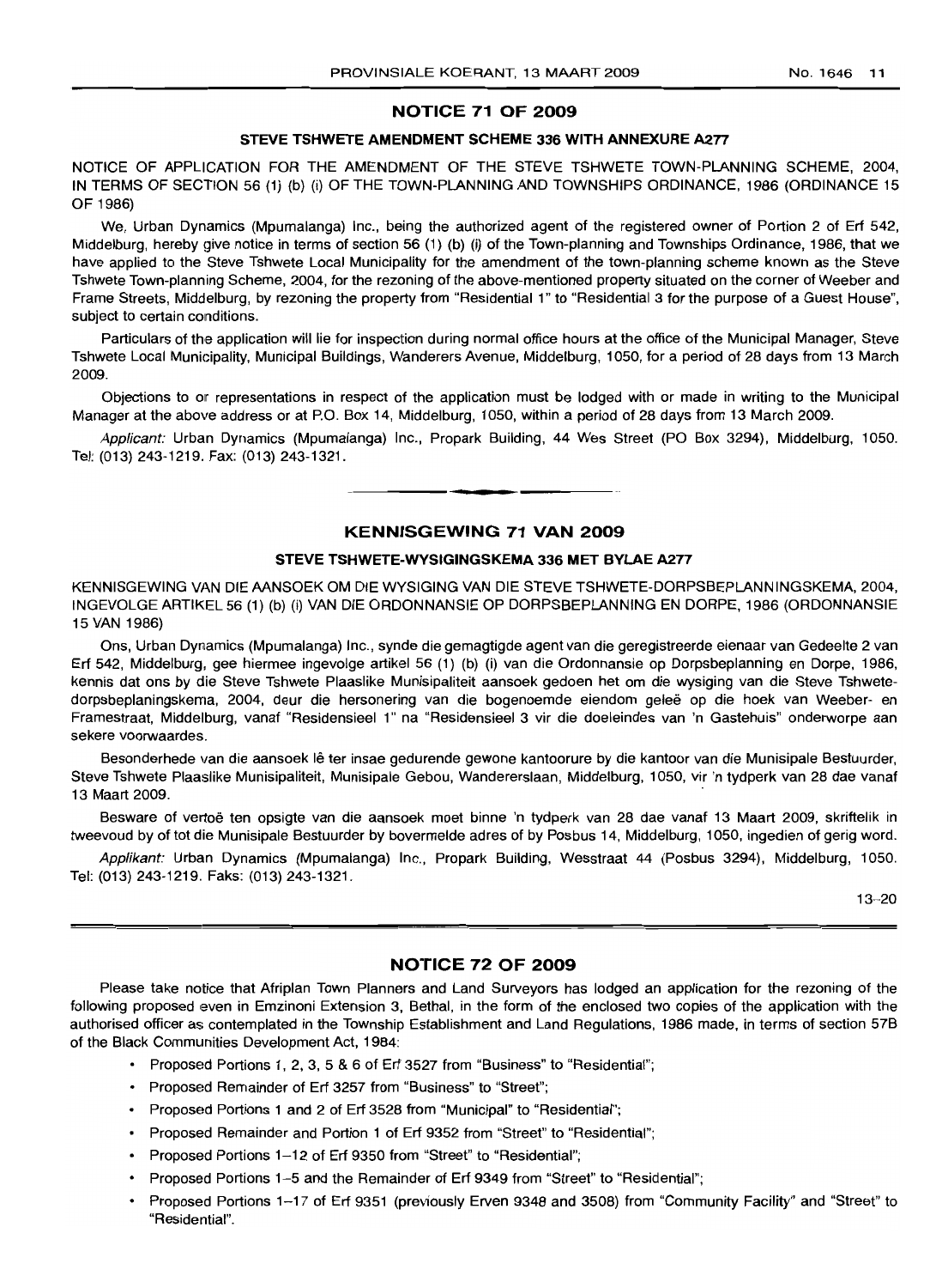## NOTICE 71 OF 2009

### STEVE TSHWETE AMENDMENT SCHEME 336 WITH ANNEXURE A277

NOTICE OF APPLICATION FOR THE AMENDMENT OF THE STEVE TSHWETE TOWN-PLANNING SCHEME, 2004, IN TERMS OF SECTION 56 (1) (b) (i) OF THE TOWN-PLANNING AND TOWNSHIPS ORDINANCE, 1986 (ORDINANCE 15 OF 1986)

We, Urban Dynamics (Mpumalanga) Inc., being the authorized agent of the registered owner of Portion 2 of Erf 542, Middelburg, hereby give notice in terms of section 56 (1) (b) (i) of the Town-planning and Townships Ordinance, 1986, that we have applied to the Steve Tshwete Local Municipality for the amendment of the town-planning scheme known as the Steve Tshwete Town-planning Scheme, 2004, for the rezoning of the above-mentioned property situated on the corner of Weeber and Frame Streets, Middelburg, by rezoning the property from "Residential 1" to "Residential 3 for the purpose of a Guest House", subject to certain conditions.

Particulars of the application will lie for inspection during normal office hours at the office of the Municipal Manager, Steve Tshwete Local Municipality, Municipal Buildings, Wanderers Avenue, Middelburg, 1050, for a period of 28 days from 13 March 2009.

Objections to or representations in respect of the application must be lodged with or made in writing to the Municipal Manager at the above address or at P.O. Box 14, Middelburg, 1050, within a period of 28 days from 13 March 2009.

*Applicant:* Urban Dynamics (Mpumalanga) Inc., Propark Building, 44 Wes Street (PO Box 3294), Middelburg, 1050. Tel: (013) 243-1219. Fax: (013) 243-1321.

---

## KENNISGEWING 71 VAN 2009

### STEVE TSHWETE-WYSIGINGSKEMA 336 MET BYLAE A277

KENNISGEWING VAN DIE AANSOEK OM DIE WYSIGING VAN DIE STEVE TSHWETE-DORPSBEPLANNINGSKEMA, 2004, INGEVOLGE ARTIKEL 56 (1) (b) (i) VAN DIE ORDONNANSIE OP DORPSBEPLANNING EN DORPE, 1986 (ORDONNANSIE 15 VAN 1986)

Ons, Urban Dynamics (Mpumalanga) Inc., synde die gemagtigde agent van die geregistreerde eienaar van Gedeelte 2 van Erf 542, Middelburg, gee hiermee ingevolge artikel 56 (1) (b) (i) van die Ordonnansie op Dorpsbeplanning en Dorpe, 1986, kennis dat ons by die Steve Tshwete Plaaslike Munisipaliteit aansoek gedoen het om die wysiging van die Steve Tshwete-dorpsbeplaningskema, 2004, deur die hersonering van die bogenoemde eiendom geleë op die hoek van Weeber- en Framestraat, Middelburg, vanaf "Residensieel 1" na "Residensieel 3 vir die doeleindes van 'n Gastehuis" onderworpe aan sekere voorwaardes.

Besonderhede van die aansoek lê ter insae gedurende gewone kantoorure by die kantoor van die Munisipale Bestuurder, Steve Tshwete Plaaslike Munisipaliteit, Munisipale Gebou, Wandererslaan, Middelburg, 1050, vir 'n tydperk van 28 dae vanaf 13 Maart 2009.

Besware of vertoë ten opsigte van die aansoek moet binne 'n tydperk van 28 dae vanaf 13 Maart 2009, skriftelik in tweevoud by of tot die Munisipale Bestuurder by bovermelde adres of by Posbus 14, Middelburg, 1050, ingedien of gerig word.

*Applikant:* Urban Dynamics (Mpumalanga) Inc., Propark Building, Wesstraat 44 (Posbus 3294), Middelburg, 1050. Tel: (013) 243-1219. Faks: (013) 243-1321.

13–20

---

## NOTICE 72 OF 2009

Please take notice that Afriplan Town Planners and Land Surveyors has lodged an application for the rezoning of the following proposed even in Emzinoni Extension 3, Bethal, in the form of the enclosed two copies of the application with the authorised officer as contemplated in the Township Establishment and Land Regulations, 1986 made, in terms of section 57B of the Black Communities Development Act, 1984:

- Proposed Portions 1, 2, 3, 5 & 6 of Erf 3527 from "Business" to "Residential";
- Proposed Remainder of Erf 3257 from "Business" to "Street";
- Proposed Portions 1 and 2 of Erf 3528 from "Municipal" to "Residential";
- Proposed Remainder and Portion 1 of Erf 9352 from "Street" to "Residential";
- Proposed Portions 1–12 of Erf 9350 from "Street" to "Residential";
- Proposed Portions 1–5 and the Remainder of Erf 9349 from "Street" to "Residential";
- Proposed Portions 1–17 of Erf 9351 (previously Erven 9348 and 3508) from "Community Facility" and "Street" to "Residential".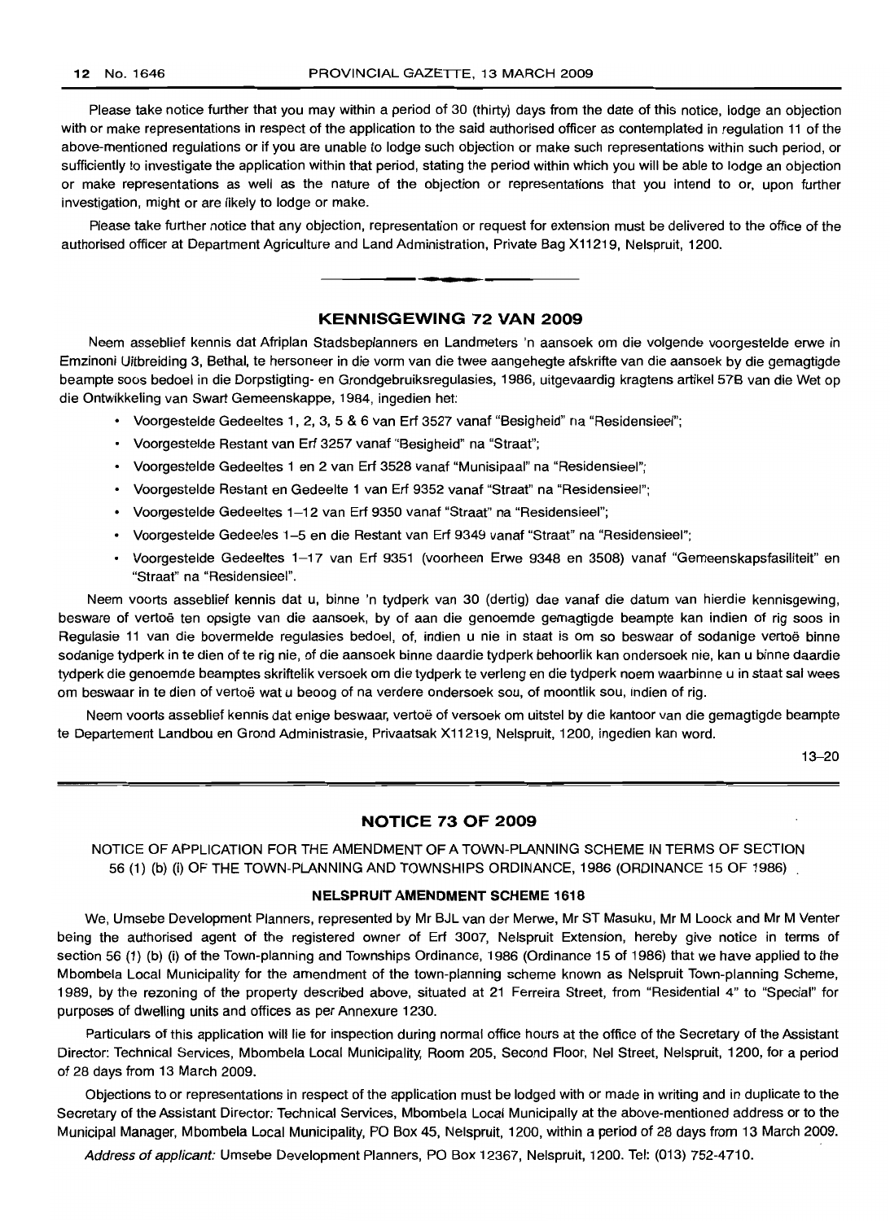Please take notice further that you may within a period of 30 (thirty) days from the date of this notice, lodge an objection with or make representations in respect of the application to the said authorised officer as contemplated in regulation 11 of the above-mentioned regulations or if you are unable to lodge such objection or make such representations within such period, or sufficiently to investigate the application within that period, stating the period within which you will be able to lodge an objection or make representations as well as the nature of the objection or representations that you intend to or, upon further investigation, might or are likely to lodge or make.

Please take further notice that any objection, representation or request for extension must be delivered to the office of the authorised officer at Department Agriculture and Land Administration, Private Bag X11219, Nelspruit, 1200.

## KENNISGEWING 72 VAN 2009

Neem asseblief kennis dat Afriplan Stadsbeplanners en Landmeters 'n aansoek om die volgende voorgestelde erwe in Emzinoni Uitbreiding 3, Bethal, te hersoneer in die vorm van die twee aangehegte afskrifte van die aansoek by die gemagtigde beampte soos bedoel in die Dorpstigting- en Grondgebruiksregulasies, 1986, uitgevaardig kragtens artikel 57B van die Wet op die Ontwikkeling van Swart Gemeenskappe, 1984, ingedien het:

- Voorgestelde Gedeeltes 1, 2, 3, 5 & 6 van Erf 3527 vanaf "Besigheid" na "Residensieel";
- Voorgestelde Restant van Erf 3257 vanaf "Besigheid" na "Straat";
- Voorgestelde Gedeeltes 1 en 2 van Erf 3528 vanaf "Munisipaal" na "Residensieel";
- Voorgestelde Restant en Gedeelte 1 van Erf 9352 vanaf "Straat" na "Residensieel";
- Voorgestelde Gedeeltes 1–12 van Erf 9350 vanaf "Straat" na "Residensieel";
- Voorgestelde Gedeeles 1–5 en die Restant van Erf 9349 vanaf "Straat" na "Residensieel";
- Voorgestelde Gedeeltes 1–17 van Erf 9351 (voorheen Erwe 9348 en 3508) vanaf "Gemeenskapsfasiliteit" en "Straat" na "Residensieel".

Neem voorts asseblief kennis dat u, binne 'n tydperk van 30 (dertig) dae vanaf die datum van hierdie kennisgewing, besware of vertoë ten opsigte van die aansoek, by of aan die genoemde gemagtigde beampte kan indien of rig soos in Regulasie 11 van die bovermelde regulasies bedoel, of, indien u nie in staat is om so beswaar of sodanige vertoë binne sodanige tydperk in te dien of te rig nie, of die aansoek binne daardie tydperk behoorlik kan ondersoek nie, kan u binne daardie tydperk die genoemde beamptes skriftelik versoek om die tydperk te verleng en die tydperk noem waarbinne u in staat sal wees om beswaar in te dien of vertoë wat u beoog of na verdere ondersoek sou, of moontlik sou, indien of rig.

Neem voorts asseblief kennis dat enige beswaar, vertoë of versoek om uitstel by die kantoor van die gemagtigde beampte te Departement Landbou en Grond Administrasie, Privaatsak X11219, Nelspruit, 1200, ingedien kan word.

13–20

## NOTICE 73 OF 2009

NOTICE OF APPLICATION FOR THE AMENDMENT OF A TOWN-PLANNING SCHEME IN TERMS OF SECTION 56 (1) (b) (i) OF THE TOWN-PLANNING AND TOWNSHIPS ORDINANCE, 1986 (ORDINANCE 15 OF 1986)

### NELSPRUIT AMENDMENT SCHEME 1618

We, Umsebe Development Planners, represented by Mr BJL van der Merwe, Mr ST Masuku, Mr M Loock and Mr M Venter being the authorised agent of the registered owner of Erf 3007, Nelspruit Extension, hereby give notice in terms of section 56 (1) (b) (i) of the Town-planning and Townships Ordinance, 1986 (Ordinance 15 of 1986) that we have applied to the Mbombela Local Municipality for the amendment of the town-planning scheme known as Nelspruit Town-planning Scheme, 1989, by the rezoning of the property described above, situated at 21 Ferreira Street, from "Residential 4" to "Special" for purposes of dwelling units and offices as per Annexure 1230.

Particulars of this application will lie for inspection during normal office hours at the office of the Secretary of the Assistant Director: Technical Services, Mbombela Local Municipality, Room 205, Second Floor, Nel Street, Nelspruit, 1200, for a period of 28 days from 13 March 2009.

Objections to or representations in respect of the application must be lodged with or made in writing and in duplicate to the Secretary of the Assistant Director: Technical Services, Mbombela Local Municipally at the above-mentioned address or to the Municipal Manager, Mbombela Local Municipality, PO Box 45, Nelspruit, 1200, within a period of 28 days from 13 March 2009.

*Address of applicant:* Umsebe Development Planners, PO Box 12367, Nelspruit, 1200. Tel: (013) 752-4710.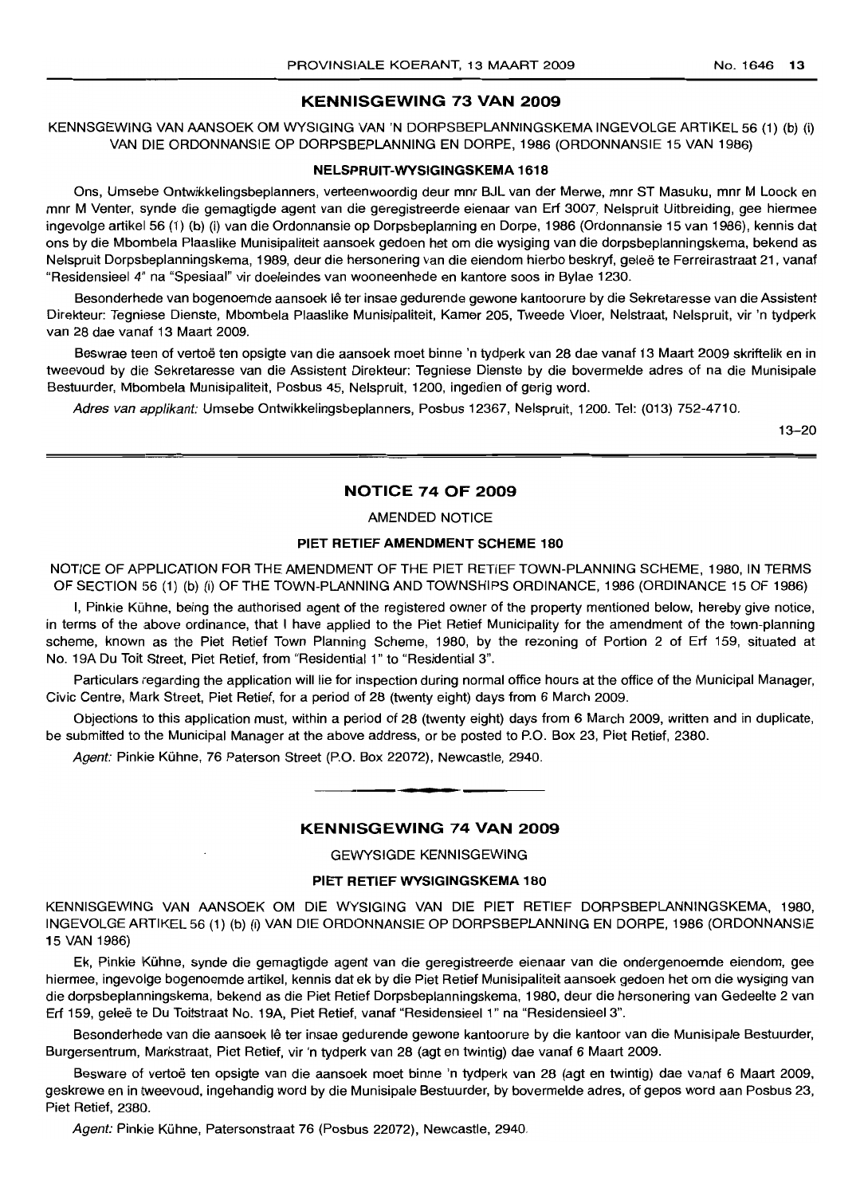## KENNISGEWING 73 VAN 2009

KENNSGEWING VAN AANSOEK OM WYSIGING VAN 'N DORPSBEPLANNINGSKEMA INGEVOLGE ARTIKEL 56 (1) (b) (i) VAN DIE ORDONNANSIE OP DORPSBEPLANNING EN DORPE, 1986 (ORDONNANSIE 15 VAN 1986)

### NELSPRUIT-WYSIGINGSKEMA 1618

Ons, Umsebe Ontwikkelingsbeplanners, verteenwoordig deur mnr BJL van der Merwe, mnr ST Masuku, mnr M Loock en mnr M Venter, synde die gemagtigde agent van die geregistreerde eienaar van Erf 3007, Nelspruit Uitbreiding, gee hiermee ingevolge artikel 56 (1) (b) (i) van die Ordonnansie op Dorpsbeplanning en Dorpe, 1986 (Ordonnansie 15 van 1986), kennis dat ons by die Mbombela Plaaslike Munisipaliteit aansoek gedoen het om die wysiging van die dorpsbeplanningskema, bekend as Nelspruit Dorpsbeplanningskema, 1989, deur die hersonering van die eiendom hierbo beskryf, geleë te Ferreirastraat 21, vanaf "Residensieel 4" na "Spesiaal" vir doeleindes van wooneenhede en kantore soos in Bylae 1230.

Besonderhede van bogenoemde aansoek lê ter insae gedurende gewone kantoorure by die Sekretaresse van die Assistent Direkteur: Tegniese Dienste, Mbombela Plaaslike Munisipaliteit, Kamer 205, Tweede Vloer, Nelstraat, Nelspruit, vir 'n tydperk van 28 dae vanaf 13 Maart 2009.

Beswrae teen of vertoë ten opsigte van die aansoek moet binne 'n tydperk van 28 dae vanaf 13 Maart 2009 skriftelik en in tweevoud by die Sekretaresse van die Assistent Direkteur: Tegniese Dienste by die bovermelde adres of na die Munisipale Bestuurder, Mbombela Munisipaliteit, Posbus 45, Nelspruit, 1200, ingedien of gerig word.

*Adres van applikant:* Umsebe Ontwikkelingsbeplanners, Posbus 12367, Nelspruit, 1200. Tel: (013) 752-4710.

13–20

## NOTICE 74 OF 2009

AMENDED NOTICE

### PIET RETIEF AMENDMENT SCHEME 180

NOTICE OF APPLICATION FOR THE AMENDMENT OF THE PIET RETIEF TOWN-PLANNING SCHEME, 1980, IN TERMS OF SECTION 56 (1) (b) (i) OF THE TOWN-PLANNING AND TOWNSHIPS ORDINANCE, 1986 (ORDINANCE 15 OF 1986)

I, Pinkie Kühne, being the authorised agent of the registered owner of the property mentioned below, hereby give notice, in terms of the above ordinance, that I have applied to the Piet Retief Municipality for the amendment of the town-planning scheme, known as the Piet Retief Town Planning Scheme, 1980, by the rezoning of Portion 2 of Erf 159, situated at No. 19A Du Toit Street, Piet Retief, from "Residential 1" to "Residential 3".

Particulars regarding the application will lie for inspection during normal office hours at the office of the Municipal Manager, Civic Centre, Mark Street, Piet Retief, for a period of 28 (twenty eight) days from 6 March 2009.

Objections to this application must, within a period of 28 (twenty eight) days from 6 March 2009, written and in duplicate, be submitted to the Municipal Manager at the above address, or be posted to P.O. Box 23, Piet Retief, 2380.

*Agent:* Pinkie Kühne, 76 Paterson Street (P.O. Box 22072), Newcastle, 2940.

## KENNISGEWING 74 VAN 2009

GEWYSIGDE KENNISGEWING

### PIET RETIEF WYSIGINGSKEMA 180

KENNISGEWING VAN AANSOEK OM DIE WYSIGING VAN DIE PIET RETIEF DORPSBEPLANNINGSKEMA, 1980, INGEVOLGE ARTIKEL 56 (1) (b) (i) VAN DIE ORDONNANSIE OP DORPSBEPLANNING EN DORPE, 1986 (ORDONNANSIE 15 VAN 1986)

Ek, Pinkie Kühne, synde die gemagtigde agent van die geregistreerde eienaar van die ondergenoemde eiendom, gee hiermee, ingevolge bogenoemde artikel, kennis dat ek by die Piet Retief Munisipaliteit aansoek gedoen het om die wysiging van die dorpsbeplanningskema, bekend as die Piet Retief Dorpsbeplanningskema, 1980, deur die hersonering van Gedeelte 2 van Erf 159, geleë te Du Toitstraat No. 19A, Piet Retief, vanaf "Residensieel 1" na "Residensieel 3".

Besonderhede van die aansoek lê ter insae gedurende gewone kantoorure by die kantoor van die Munisipale Bestuurder, Burgersentrum, Markstraat, Piet Retief, vir 'n tydperk van 28 (agt en twintig) dae vanaf 6 Maart 2009.

Besware of vertoë ten opsigte van die aansoek moet binne 'n tydperk van 28 (agt en twintig) dae vanaf 6 Maart 2009, geskrewe en in tweevoud, ingehandig word by die Munisipale Bestuurder, by bovermelde adres, of gepos word aan Posbus 23, Piet Retief, 2380.

*Agent:* Pinkie Kühne, Patersonstraat 76 (Posbus 22072), Newcastle, 2940.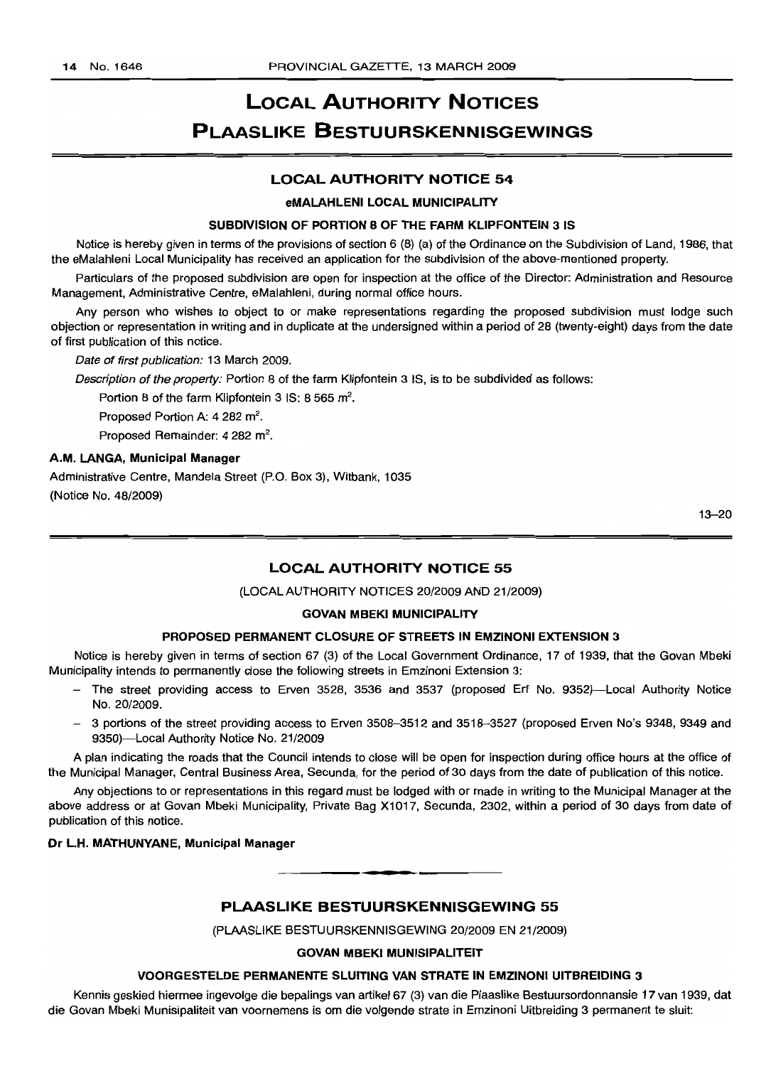# LOCAL AUTHORITY NOTICES

# PLAASLIKE BESTUURSKENNISGEWINGS

## LOCAL AUTHORITY NOTICE 54

### eMALAHLENI LOCAL MUNICIPALITY

### SUBDIVISION OF PORTION 8 OF THE FARM KLIPFONTEIN 3 IS

Notice is hereby given in terms of the provisions of section 6 (8) (a) of the Ordinance on the Subdivision of Land, 1986, that the eMalahleni Local Municipality has received an application for the subdivision of the above-mentioned property.

Particulars of the proposed subdivision are open for inspection at the office of the Director: Administration and Resource Management, Administrative Centre, eMalahleni, during normal office hours.

Any person who wishes to object to or make representations regarding the proposed subdivision must lodge such objection or representation in writing and in duplicate at the undersigned within a period of 28 (twenty-eight) days from the date of first publication of this notice.

*Date of first publication:* 13 March 2009.

*Description of the property:* Portion 8 of the farm Klipfontein 3 IS, is to be subdivided as follows:

Portion 8 of the farm Klipfontein 3 IS: 8 565 m$^2$.

Proposed Portion A: 4 282 m$^2$.

Proposed Remainder: 4 282 m$^2$.

**A.M. LANGA, Municipal Manager**

Administrative Centre, Mandela Street (P.O. Box 3), Witbank, 1035

(Notice No. 48/2009)

13–20

## LOCAL AUTHORITY NOTICE 55

(LOCAL AUTHORITY NOTICES 20/2009 AND 21/2009)

### GOVAN MBEKI MUNICIPALITY

### PROPOSED PERMANENT CLOSURE OF STREETS IN EMZINONI EXTENSION 3

Notice is hereby given in terms of section 67 (3) of the Local Government Ordinance, 17 of 1939, that the Govan Mbeki Municipality intends to permanently close the following streets in Emzinoni Extension 3:

- The street providing access to Erven 3528, 3536 and 3537 (proposed Erf No. 9352)—Local Authority Notice No. 20/2009.
- 3 portions of the street providing access to Erven 3508–3512 and 3518–3527 (proposed Erven No's 9348, 9349 and 9350)—Local Authority Notice No. 21/2009

A plan indicating the roads that the Council intends to close will be open for inspection during office hours at the office of the Municipal Manager, Central Business Area, Secunda, for the period of 30 days from the date of publication of this notice.

Any objections to or representations in this regard must be lodged with or made in writing to the Municipal Manager at the above address or at Govan Mbeki Municipality, Private Bag X1017, Secunda, 2302, within a period of 30 days from date of publication of this notice.

**Dr L.H. MATHUNYANE, Municipal Manager**

## PLAASLIKE BESTUURSKENNISGEWING 55

(PLAASLIKE BESTUURSKENNISGEWING 20/2009 EN 21/2009)

### GOVAN MBEKI MUNISIPALITEIT

### VOORGESTELDE PERMANENTE SLUITING VAN STRATE IN EMZINONI UITBREIDING 3

Kennis geskied hiermee ingevolge die bepalings van artikel 67 (3) van die Plaaslike Bestuursordonnansie 17 van 1939, dat die Govan Mbeki Munisipaliteit van voornemens is om die volgende strate in Emzinoni Uitbreiding 3 permanent te sluit: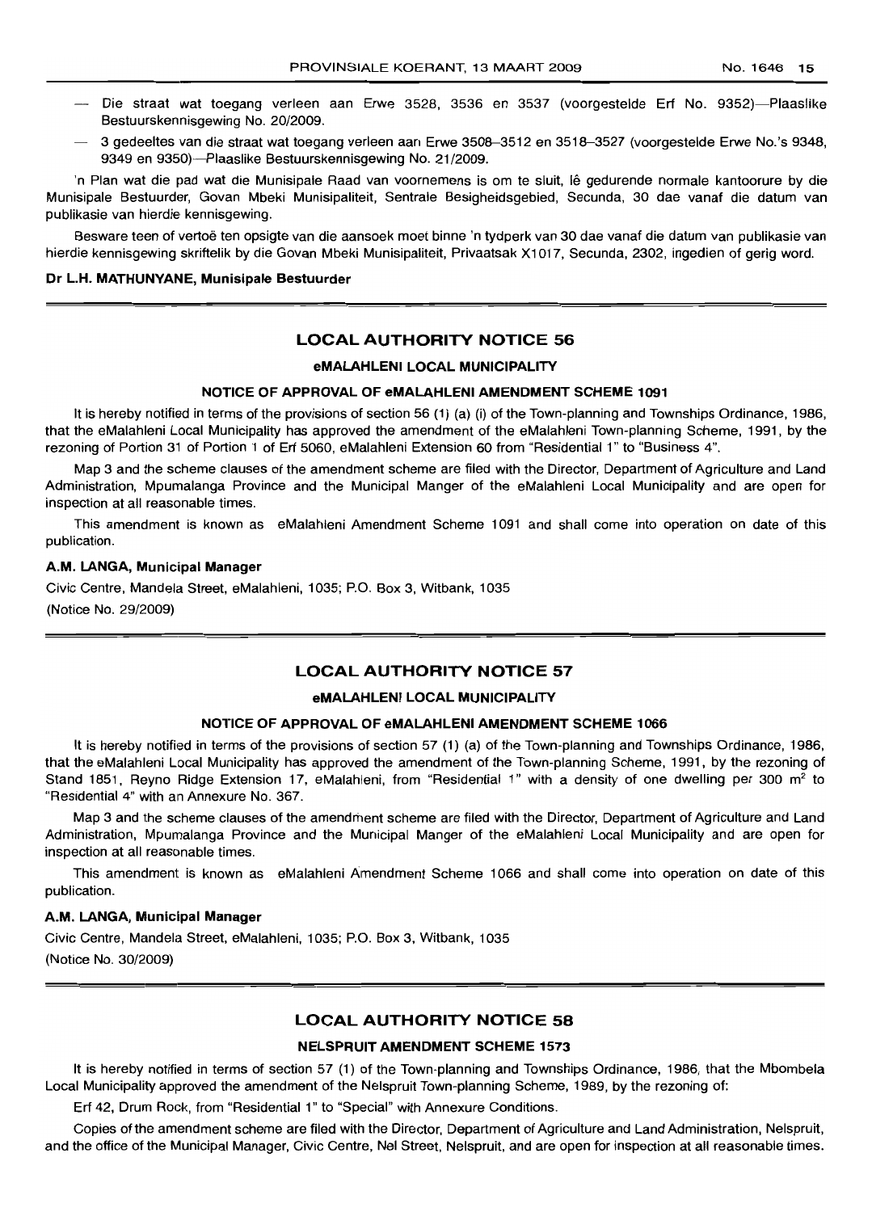- Die straat wat toegang verleen aan Erwe 3528, 3536 en 3537 (voorgestelde Erf No. 9352)—Plaaslike Bestuurskennisgewing No. 20/2009.
- 3 gedeeltes van die straat wat toegang verleen aan Erwe 3508–3512 en 3518–3527 (voorgestelde Erwe No.'s 9348, 9349 en 9350)—Plaaslike Bestuurskennisgewing No. 21/2009.

'n Plan wat die pad wat die Munisipale Raad van voornemens is om te sluit, lê gedurende normale kantoorure by die Munisipale Bestuurder, Govan Mbeki Munisipaliteit, Sentrale Besigheidsgebied, Secunda, 30 dae vanaf die datum van publikasie van hierdie kennisgewing.

Besware teen of vertoë ten opsigte van die aansoek moet binne 'n tydperk van 30 dae vanaf die datum van publikasie van hierdie kennisgewing skriftelik by die Govan Mbeki Munisipaliteit, Privaatsak X1017, Secunda, 2302, ingedien of gerig word.

**Dr L.H. MATHUNYANE, Munisipale Bestuurder**

## LOCAL AUTHORITY NOTICE 56

### eMALAHLENI LOCAL MUNICIPALITY

#### NOTICE OF APPROVAL OF eMALAHLENI AMENDMENT SCHEME 1091

It is hereby notified in terms of the provisions of section 56 (1) (a) (i) of the Town-planning and Townships Ordinance, 1986, that the eMalahleni Local Municipality has approved the amendment of the eMalahleni Town-planning Scheme, 1991, by the rezoning of Portion 31 of Portion 1 of Erf 5060, eMalahleni Extension 60 from "Residential 1" to "Business 4".

Map 3 and the scheme clauses of the amendment scheme are filed with the Director, Department of Agriculture and Land Administration, Mpumalanga Province and the Municipal Manger of the eMalahleni Local Municipality and are open for inspection at all reasonable times.

This amendment is known as eMalahleni Amendment Scheme 1091 and shall come into operation on date of this publication.

**A.M. LANGA, Municipal Manager**

Civic Centre, Mandela Street, eMalahleni, 1035; P.O. Box 3, Witbank, 1035

(Notice No. 29/2009)

## LOCAL AUTHORITY NOTICE 57

### eMALAHLENI LOCAL MUNICIPALITY

#### NOTICE OF APPROVAL OF eMALAHLENI AMENDMENT SCHEME 1066

It is hereby notified in terms of the provisions of section 57 (1) (a) of the Town-planning and Townships Ordinance, 1986, that the eMalahleni Local Municipality has approved the amendment of the Town-planning Scheme, 1991, by the rezoning of Stand 1851, Reyno Ridge Extension 17, eMalahleni, from "Residential 1" with a density of one dwelling per 300 m$^2$ to "Residential 4" with an Annexure No. 367.

Map 3 and the scheme clauses of the amendment scheme are filed with the Director, Department of Agriculture and Land Administration, Mpumalanga Province and the Municipal Manger of the eMalahleni Local Municipality and are open for inspection at all reasonable times.

This amendment is known as eMalahleni Amendment Scheme 1066 and shall come into operation on date of this publication.

**A.M. LANGA, Municipal Manager**

Civic Centre, Mandela Street, eMalahleni, 1035; P.O. Box 3, Witbank, 1035

(Notice No. 30/2009)

## LOCAL AUTHORITY NOTICE 58

### NELSPRUIT AMENDMENT SCHEME 1573

It is hereby notified in terms of section 57 (1) of the Town-planning and Townships Ordinance, 1986, that the Mbombela Local Municipality approved the amendment of the Nelspruit Town-planning Scheme, 1989, by the rezoning of:

Erf 42, Drum Rock, from "Residential 1" to "Special" with Annexure Conditions.

Copies of the amendment scheme are filed with the Director, Department of Agriculture and Land Administration, Nelspruit, and the office of the Municipal Manager, Civic Centre, Nel Street, Nelspruit, and are open for inspection at all reasonable times.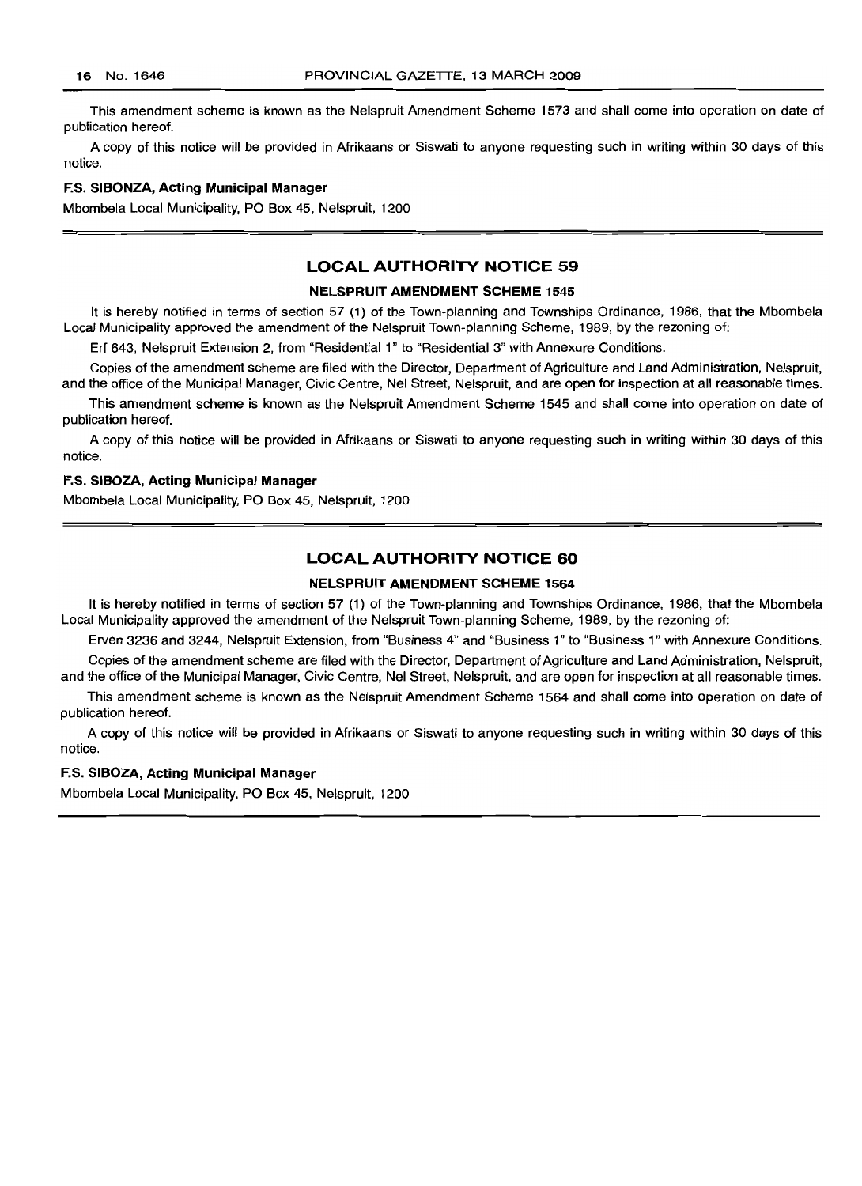This amendment scheme is known as the Nelspruit Amendment Scheme 1573 and shall come into operation on date of publication hereof.

A copy of this notice will be provided in Afrikaans or Siswati to anyone requesting such in writing within 30 days of this notice.

**F.S. SIBONZA, Acting Municipal Manager**

Mbombela Local Municipality, PO Box 45, Nelspruit, 1200

## LOCAL AUTHORITY NOTICE 59

### NELSPRUIT AMENDMENT SCHEME 1545

It is hereby notified in terms of section 57 (1) of the Town-planning and Townships Ordinance, 1986, that the Mbombela Local Municipality approved the amendment of the Nelspruit Town-planning Scheme, 1989, by the rezoning of:

Erf 643, Nelspruit Extension 2, from "Residential 1" to "Residential 3" with Annexure Conditions.

Copies of the amendment scheme are filed with the Director, Department of Agriculture and Land Administration, Nelspruit, and the office of the Municipal Manager, Civic Centre, Nel Street, Nelspruit, and are open for inspection at all reasonable times.

This amendment scheme is known as the Nelspruit Amendment Scheme 1545 and shall come into operation on date of publication hereof.

A copy of this notice will be provided in Afrikaans or Siswati to anyone requesting such in writing within 30 days of this notice.

**F.S. SIBOZA, Acting Municipal Manager**

Mbombela Local Municipality, PO Box 45, Nelspruit, 1200

## LOCAL AUTHORITY NOTICE 60

### NELSPRUIT AMENDMENT SCHEME 1564

It is hereby notified in terms of section 57 (1) of the Town-planning and Townships Ordinance, 1986, that the Mbombela Local Municipality approved the amendment of the Nelspruit Town-planning Scheme, 1989, by the rezoning of:

Erven 3236 and 3244, Nelspruit Extension, from "Business 4" and "Business 1" to "Business 1" with Annexure Conditions.

Copies of the amendment scheme are filed with the Director, Department of Agriculture and Land Administration, Nelspruit, and the office of the Municipal Manager, Civic Centre, Nel Street, Nelspruit, and are open for inspection at all reasonable times.

This amendment scheme is known as the Nelspruit Amendment Scheme 1564 and shall come into operation on date of publication hereof.

A copy of this notice will be provided in Afrikaans or Siswati to anyone requesting such in writing within 30 days of this notice.

**F.S. SIBOZA, Acting Municipal Manager**

Mbombela Local Municipality, PO Box 45, Nelspruit, 1200